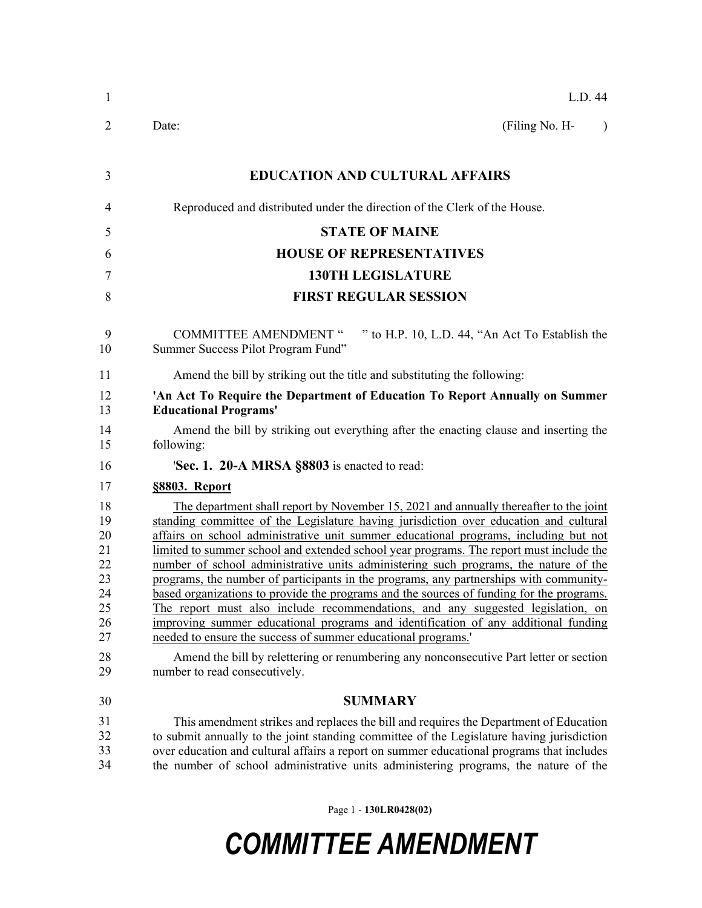L.D. 44

Date: (Filing No. H- )

**EDUCATION AND CULTURAL AFFAIRS**

Reproduced and distributed under the direction of the Clerk of the House.

**STATE OF MAINE**

**HOUSE OF REPRESENTATIVES**

**130TH LEGISLATURE**

**FIRST REGULAR SESSION**

COMMITTEE AMENDMENT " " to H.P. 10, L.D. 44, "An Act To Establish the Summer Success Pilot Program Fund"

Amend the bill by striking out the title and substituting the following:

**'An Act To Require the Department of Education To Report Annually on Summer Educational Programs'**

Amend the bill by striking out everything after the enacting clause and inserting the following:

'**Sec. 1. 20-A MRSA §8803** is enacted to read:

**§8803. Report**

The department shall report by November 15, 2021 and annually thereafter to the joint standing committee of the Legislature having jurisdiction over education and cultural affairs on school administrative unit summer educational programs, including but not limited to summer school and extended school year programs. The report must include the number of school administrative units administering such programs, the nature of the programs, the number of participants in the programs, any partnerships with community-based organizations to provide the programs and the sources of funding for the programs. The report must also include recommendations, and any suggested legislation, on improving summer educational programs and identification of any additional funding needed to ensure the success of summer educational programs.'

Amend the bill by relettering or renumbering any nonconsecutive Part letter or section number to read consecutively.

**SUMMARY**

This amendment strikes and replaces the bill and requires the Department of Education to submit annually to the joint standing committee of the Legislature having jurisdiction over education and cultural affairs a report on summer educational programs that includes the number of school administrative units administering programs, the nature of the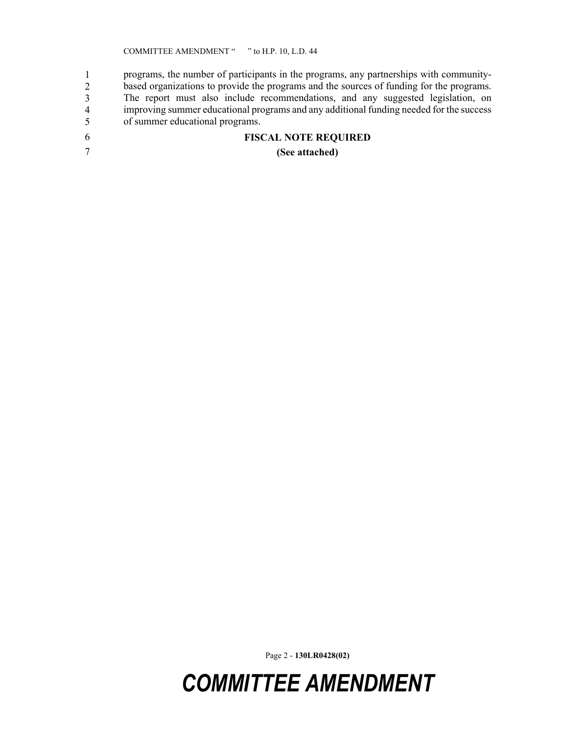programs, the number of participants in the programs, any partnerships with community-based organizations to provide the programs and the sources of funding for the programs. The report must also include recommendations, and any suggested legislation, on improving summer educational programs and any additional funding needed for the success of summer educational programs.

**FISCAL NOTE REQUIRED**

**(See attached)**